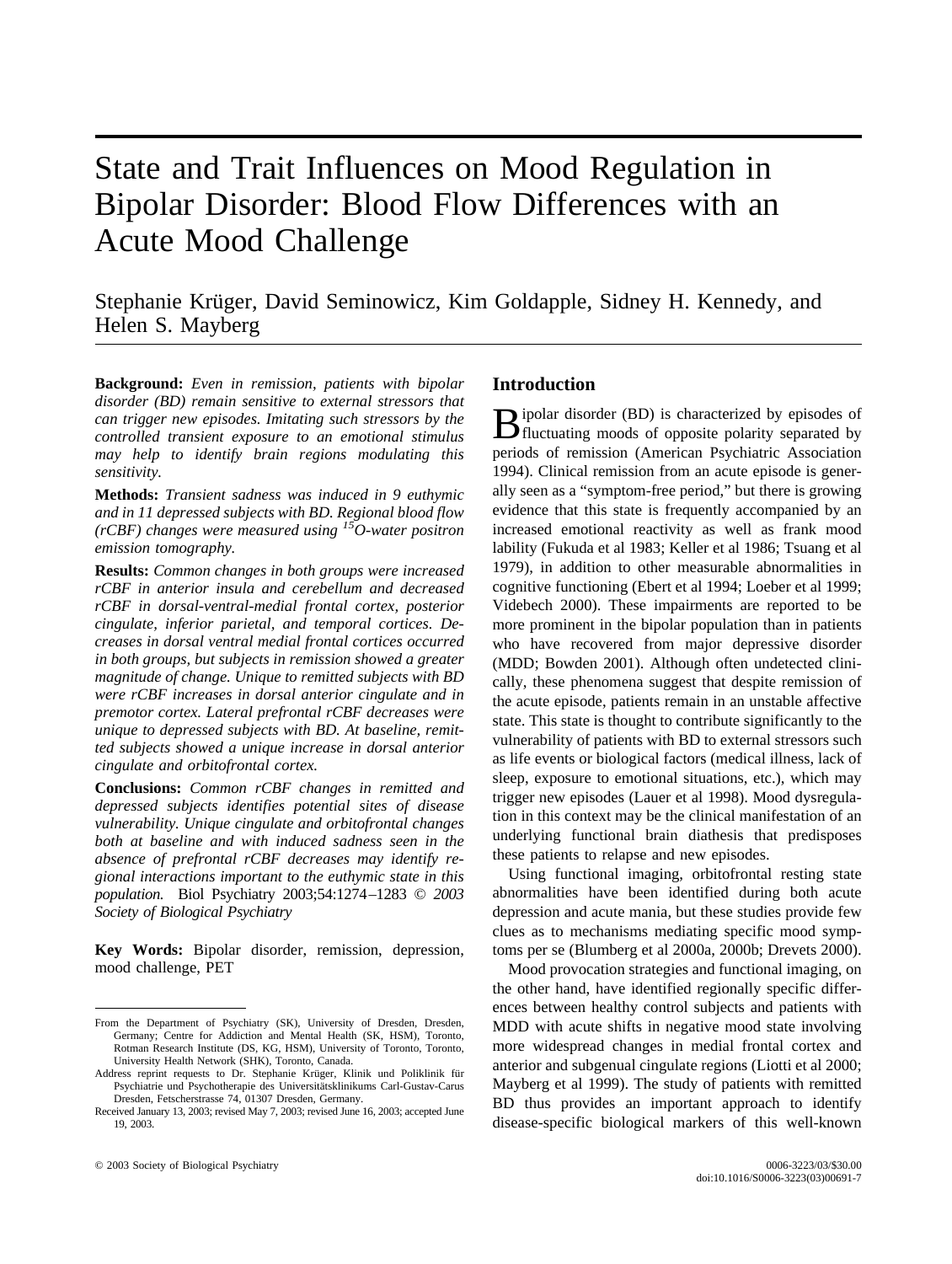# State and Trait Influences on Mood Regulation in Bipolar Disorder: Blood Flow Differences with an Acute Mood Challenge

Stephanie Krüger, David Seminowicz, Kim Goldapple, Sidney H. Kennedy, and Helen S. Mayberg

**Background:** *Even in remission, patients with bipolar disorder (BD) remain sensitive to external stressors that can trigger new episodes. Imitating such stressors by the controlled transient exposure to an emotional stimulus may help to identify brain regions modulating this sensitivity.*

**Methods:** *Transient sadness was induced in 9 euthymic and in 11 depressed subjects with BD. Regional blood flow (rCBF) changes were measured using $^{15}$O-water positron emission tomography.*

**Results:** *Common changes in both groups were increased rCBF in anterior insula and cerebellum and decreased rCBF in dorsal-ventral-medial frontal cortex, posterior cingulate, inferior parietal, and temporal cortices. Decreases in dorsal ventral medial frontal cortices occurred in both groups, but subjects in remission showed a greater magnitude of change. Unique to remitted subjects with BD were rCBF increases in dorsal anterior cingulate and in premotor cortex. Lateral prefrontal rCBF decreases were unique to depressed subjects with BD. At baseline, remitted subjects showed a unique increase in dorsal anterior cingulate and orbitofrontal cortex.*

**Conclusions:** *Common rCBF changes in remitted and depressed subjects identifies potential sites of disease vulnerability. Unique cingulate and orbitofrontal changes both at baseline and with induced sadness seen in the absence of prefrontal rCBF decreases may identify regional interactions important to the euthymic state in this population.* Biol Psychiatry 2003;54:1274–1283 © *2003 Society of Biological Psychiatry*

**Key Words:** Bipolar disorder, remission, depression, mood challenge, PET

## Introduction

Bipolar disorder (BD) is characterized by episodes of fluctuating moods of opposite polarity separated by periods of remission (American Psychiatric Association 1994). Clinical remission from an acute episode is generally seen as a "symptom-free period," but there is growing evidence that this state is frequently accompanied by an increased emotional reactivity as well as frank mood lability (Fukuda et al 1983; Keller et al 1986; Tsuang et al 1979), in addition to other measurable abnormalities in cognitive functioning (Ebert et al 1994; Loeber et al 1999; Videbech 2000). These impairments are reported to be more prominent in the bipolar population than in patients who have recovered from major depressive disorder (MDD; Bowden 2001). Although often undetected clinically, these phenomena suggest that despite remission of the acute episode, patients remain in an unstable affective state. This state is thought to contribute significantly to the vulnerability of patients with BD to external stressors such as life events or biological factors (medical illness, lack of sleep, exposure to emotional situations, etc.), which may trigger new episodes (Lauer et al 1998). Mood dysregulation in this context may be the clinical manifestation of an underlying functional brain diathesis that predisposes these patients to relapse and new episodes.

Using functional imaging, orbitofrontal resting state abnormalities have been identified during both acute depression and acute mania, but these studies provide few clues as to mechanisms mediating specific mood symptoms per se (Blumberg et al 2000a, 2000b; Drevets 2000).

Mood provocation strategies and functional imaging, on the other hand, have identified regionally specific differences between healthy control subjects and patients with MDD with acute shifts in negative mood state involving more widespread changes in medial frontal cortex and anterior and subgenual cingulate regions (Liotti et al 2000; Mayberg et al 1999). The study of patients with remitted BD thus provides an important approach to identify disease-specific biological markers of this well-known

From the Department of Psychiatry (SK), University of Dresden, Dresden, Germany; Centre for Addiction and Mental Health (SK, HSM), Toronto, Rotman Research Institute (DS, KG, HSM), University of Toronto, Toronto, University Health Network (SHK), Toronto, Canada.

Address reprint requests to Dr. Stephanie Krüger, Klinik und Poliklinik für Psychiatrie und Psychotherapie des Universitätsklinikums Carl-Gustav-Carus Dresden, Fetscherstrasse 74, 01307 Dresden, Germany.

Received January 13, 2003; revised May 7, 2003; revised June 16, 2003; accepted June 19, 2003.

© 2003 Society of Biological Psychiatry

0006-3223/03/$30.00
doi:10.1016/S0006-3223(03)00691-7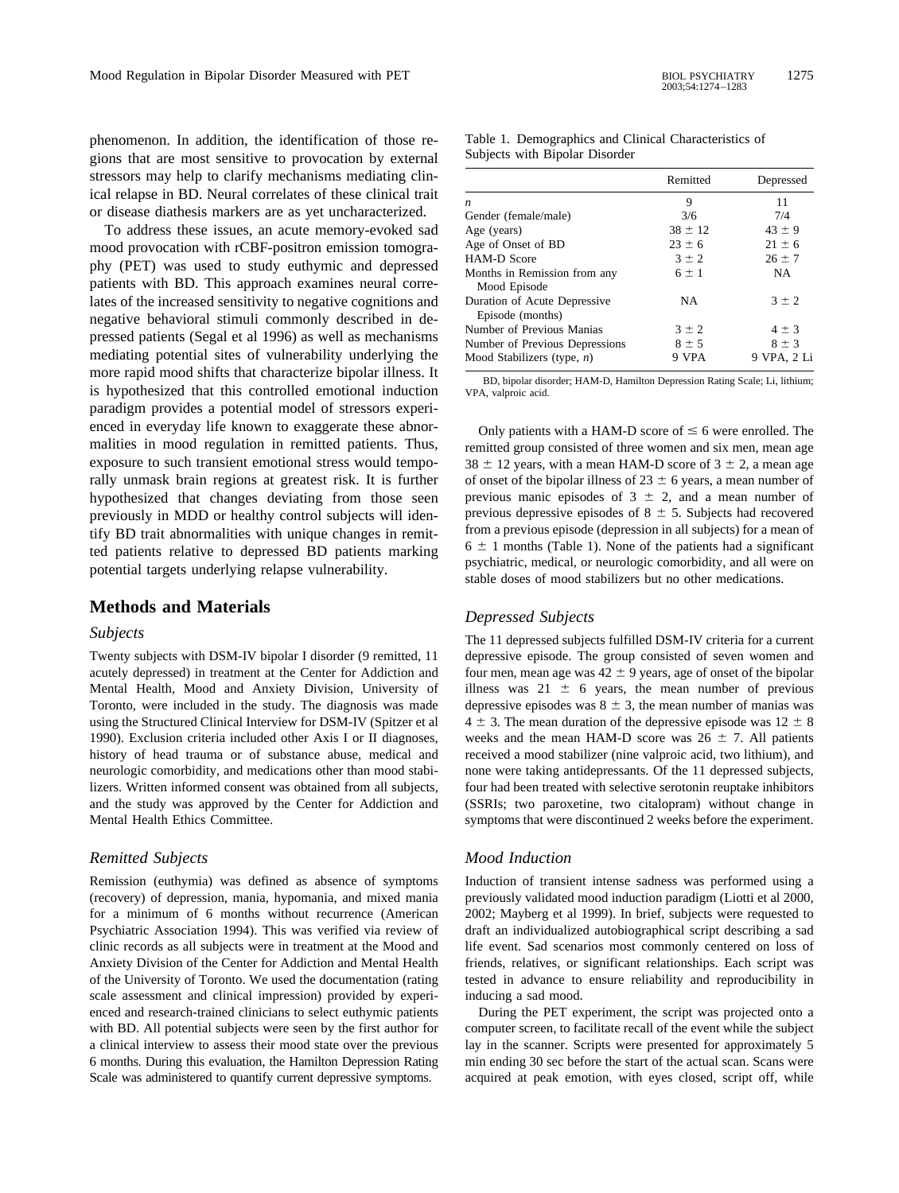phenomenon. In addition, the identification of those regions that are most sensitive to provocation by external stressors may help to clarify mechanisms mediating clinical relapse in BD. Neural correlates of these clinical trait or disease diathesis markers are as yet uncharacterized.

To address these issues, an acute memory-evoked sad mood provocation with rCBF-positron emission tomography (PET) was used to study euthymic and depressed patients with BD. This approach examines neural correlates of the increased sensitivity to negative cognitions and negative behavioral stimuli commonly described in depressed patients (Segal et al 1996) as well as mechanisms mediating potential sites of vulnerability underlying the more rapid mood shifts that characterize bipolar illness. It is hypothesized that this controlled emotional induction paradigm provides a potential model of stressors experienced in everyday life known to exaggerate these abnormalities in mood regulation in remitted patients. Thus, exposure to such transient emotional stress would temporally unmask brain regions at greatest risk. It is further hypothesized that changes deviating from those seen previously in MDD or healthy control subjects will identify BD trait abnormalities with unique changes in remitted patients relative to depressed BD patients marking potential targets underlying relapse vulnerability.

## Methods and Materials

### Subjects

Twenty subjects with DSM-IV bipolar I disorder (9 remitted, 11 acutely depressed) in treatment at the Center for Addiction and Mental Health, Mood and Anxiety Division, University of Toronto, were included in the study. The diagnosis was made using the Structured Clinical Interview for DSM-IV (Spitzer et al 1990). Exclusion criteria included other Axis I or II diagnoses, history of head trauma or of substance abuse, medical and neurologic comorbidity, and medications other than mood stabilizers. Written informed consent was obtained from all subjects, and the study was approved by the Center for Addiction and Mental Health Ethics Committee.

### Remitted Subjects

Remission (euthymia) was defined as absence of symptoms (recovery) of depression, mania, hypomania, and mixed mania for a minimum of 6 months without recurrence (American Psychiatric Association 1994). This was verified via review of clinic records as all subjects were in treatment at the Mood and Anxiety Division of the Center for Addiction and Mental Health of the University of Toronto. We used the documentation (rating scale assessment and clinical impression) provided by experienced and research-trained clinicians to select euthymic patients with BD. All potential subjects were seen by the first author for a clinical interview to assess their mood state over the previous 6 months. During this evaluation, the Hamilton Depression Rating Scale was administered to quantify current depressive symptoms.

Table 1. Demographics and Clinical Characteristics of Subjects with Bipolar Disorder

| | Remitted | Depressed |
|---|---|---|
| *n* | 9 | 11 |
| Gender (female/male) | 3/6 | 7/4 |
| Age (years) | 38 ± 12 | 43 ± 9 |
| Age of Onset of BD | 23 ± 6 | 21 ± 6 |
| HAM-D Score | 3 ± 2 | 26 ± 7 |
| Months in Remission from any Mood Episode | 6 ± 1 | NA |
| Duration of Acute Depressive Episode (months) | NA | 3 ± 2 |
| Number of Previous Manias | 3 ± 2 | 4 ± 3 |
| Number of Previous Depressions | 8 ± 5 | 8 ± 3 |
| Mood Stabilizers (type, *n*) | 9 VPA | 9 VPA, 2 Li |

BD, bipolar disorder; HAM-D, Hamilton Depression Rating Scale; Li, lithium; VPA, valproic acid.

Only patients with a HAM-D score of ≤ 6 were enrolled. The remitted group consisted of three women and six men, mean age 38 ± 12 years, with a mean HAM-D score of 3 ± 2, a mean age of onset of the bipolar illness of 23 ± 6 years, a mean number of previous manic episodes of 3 ± 2, and a mean number of previous depressive episodes of 8 ± 5. Subjects had recovered from a previous episode (depression in all subjects) for a mean of 6 ± 1 months (Table 1). None of the patients had a significant psychiatric, medical, or neurologic comorbidity, and all were on stable doses of mood stabilizers but no other medications.

### Depressed Subjects

The 11 depressed subjects fulfilled DSM-IV criteria for a current depressive episode. The group consisted of seven women and four men, mean age was 42 ± 9 years, age of onset of the bipolar illness was 21 ± 6 years, the mean number of previous depressive episodes was 8 ± 3, the mean number of manias was 4 ± 3. The mean duration of the depressive episode was 12 ± 8 weeks and the mean HAM-D score was 26 ± 7. All patients received a mood stabilizer (nine valproic acid, two lithium), and none were taking antidepressants. Of the 11 depressed subjects, four had been treated with selective serotonin reuptake inhibitors (SSRIs; two paroxetine, two citalopram) without change in symptoms that were discontinued 2 weeks before the experiment.

### Mood Induction

Induction of transient intense sadness was performed using a previously validated mood induction paradigm (Liotti et al 2000, 2002; Mayberg et al 1999). In brief, subjects were requested to draft an individualized autobiographical script describing a sad life event. Sad scenarios most commonly centered on loss of friends, relatives, or significant relationships. Each script was tested in advance to ensure reliability and reproducibility in inducing a sad mood.

During the PET experiment, the script was projected onto a computer screen, to facilitate recall of the event while the subject lay in the scanner. Scripts were presented for approximately 5 min ending 30 sec before the start of the actual scan. Scans were acquired at peak emotion, with eyes closed, script off, while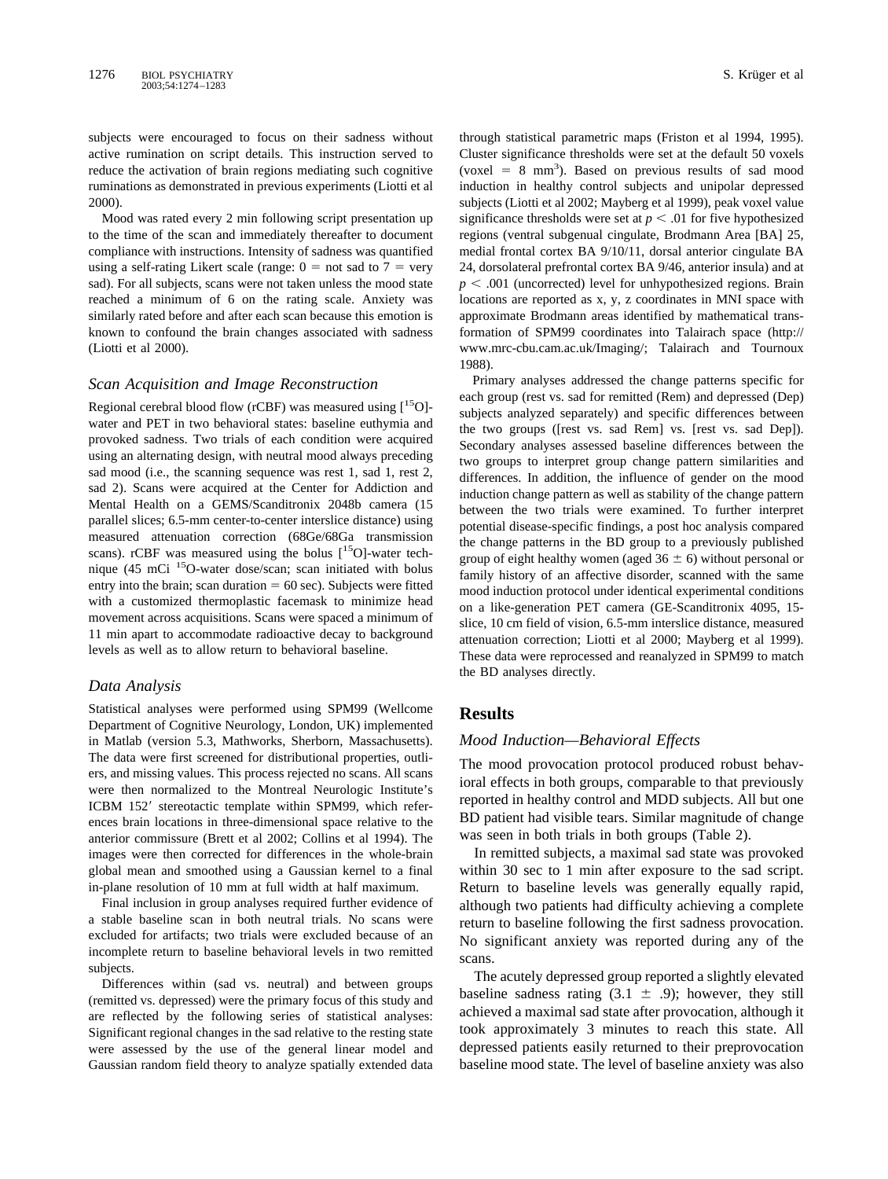subjects were encouraged to focus on their sadness without active rumination on script details. This instruction served to reduce the activation of brain regions mediating such cognitive ruminations as demonstrated in previous experiments (Liotti et al 2000).

Mood was rated every 2 min following script presentation up to the time of the scan and immediately thereafter to document compliance with instructions. Intensity of sadness was quantified using a self-rating Likert scale (range: 0 = not sad to 7 = very sad). For all subjects, scans were not taken unless the mood state reached a minimum of 6 on the rating scale. Anxiety was similarly rated before and after each scan because this emotion is known to confound the brain changes associated with sadness (Liotti et al 2000).

### Scan Acquisition and Image Reconstruction

Regional cerebral blood flow (rCBF) was measured using [$^{15}$O]-water and PET in two behavioral states: baseline euthymia and provoked sadness. Two trials of each condition were acquired using an alternating design, with neutral mood always preceding sad mood (i.e., the scanning sequence was rest 1, sad 1, rest 2, sad 2). Scans were acquired at the Center for Addiction and Mental Health on a GEMS/Scanditronix 2048b camera (15 parallel slices; 6.5-mm center-to-center interslice distance) using measured attenuation correction (68Ge/68Ga transmission scans). rCBF was measured using the bolus [$^{15}$O]-water technique (45 mCi $^{15}$O-water dose/scan; scan initiated with bolus entry into the brain; scan duration = 60 sec). Subjects were fitted with a customized thermoplastic facemask to minimize head movement across acquisitions. Scans were spaced a minimum of 11 min apart to accommodate radioactive decay to background levels as well as to allow return to behavioral baseline.

### Data Analysis

Statistical analyses were performed using SPM99 (Wellcome Department of Cognitive Neurology, London, UK) implemented in Matlab (version 5.3, Mathworks, Sherborn, Massachusetts). The data were first screened for distributional properties, outliers, and missing values. This process rejected no scans. All scans were then normalized to the Montreal Neurologic Institute's ICBM 152′ stereotactic template within SPM99, which references brain locations in three-dimensional space relative to the anterior commissure (Brett et al 2002; Collins et al 1994). The images were then corrected for differences in the whole-brain global mean and smoothed using a Gaussian kernel to a final in-plane resolution of 10 mm at full width at half maximum.

Final inclusion in group analyses required further evidence of a stable baseline scan in both neutral trials. No scans were excluded for artifacts; two trials were excluded because of an incomplete return to baseline behavioral levels in two remitted subjects.

Differences within (sad vs. neutral) and between groups (remitted vs. depressed) were the primary focus of this study and are reflected by the following series of statistical analyses: Significant regional changes in the sad relative to the resting state were assessed by the use of the general linear model and Gaussian random field theory to analyze spatially extended data through statistical parametric maps (Friston et al 1994, 1995). Cluster significance thresholds were set at the default 50 voxels (voxel = 8 mm$^3$). Based on previous results of sad mood induction in healthy control subjects and unipolar depressed subjects (Liotti et al 2002; Mayberg et al 1999), peak voxel value significance thresholds were set at $p < .01$ for five hypothesized regions (ventral subgenual cingulate, Brodmann Area [BA] 25, medial frontal cortex BA 9/10/11, dorsal anterior cingulate BA 24, dorsolateral prefrontal cortex BA 9/46, anterior insula) and at $p < .001$ (uncorrected) level for unhypothesized regions. Brain locations are reported as x, y, z coordinates in MNI space with approximate Brodmann areas identified by mathematical transformation of SPM99 coordinates into Talairach space (http://www.mrc-cbu.cam.ac.uk/Imaging/; Talairach and Tournoux 1988).

Primary analyses addressed the change patterns specific for each group (rest vs. sad for remitted (Rem) and depressed (Dep) subjects analyzed separately) and specific differences between the two groups ([rest vs. sad Rem] vs. [rest vs. sad Dep]). Secondary analyses assessed baseline differences between the two groups to interpret group change pattern similarities and differences. In addition, the influence of gender on the mood induction change pattern as well as stability of the change pattern between the two trials were examined. To further interpret potential disease-specific findings, a post hoc analysis compared the change patterns in the BD group to a previously published group of eight healthy women (aged 36 ± 6) without personal or family history of an affective disorder, scanned with the same mood induction protocol under identical experimental conditions on a like-generation PET camera (GE-Scanditronix 4095, 15-slice, 10 cm field of vision, 6.5-mm interslice distance, measured attenuation correction; Liotti et al 2000; Mayberg et al 1999). These data were reprocessed and reanalyzed in SPM99 to match the BD analyses directly.

## Results

### Mood Induction—Behavioral Effects

The mood provocation protocol produced robust behavioral effects in both groups, comparable to that previously reported in healthy control and MDD subjects. All but one BD patient had visible tears. Similar magnitude of change was seen in both trials in both groups (Table 2).

In remitted subjects, a maximal sad state was provoked within 30 sec to 1 min after exposure to the sad script. Return to baseline levels was generally equally rapid, although two patients had difficulty achieving a complete return to baseline following the first sadness provocation. No significant anxiety was reported during any of the scans.

The acutely depressed group reported a slightly elevated baseline sadness rating (3.1 ± .9); however, they still achieved a maximal sad state after provocation, although it took approximately 3 minutes to reach this state. All depressed patients easily returned to their preprovocation baseline mood state. The level of baseline anxiety was also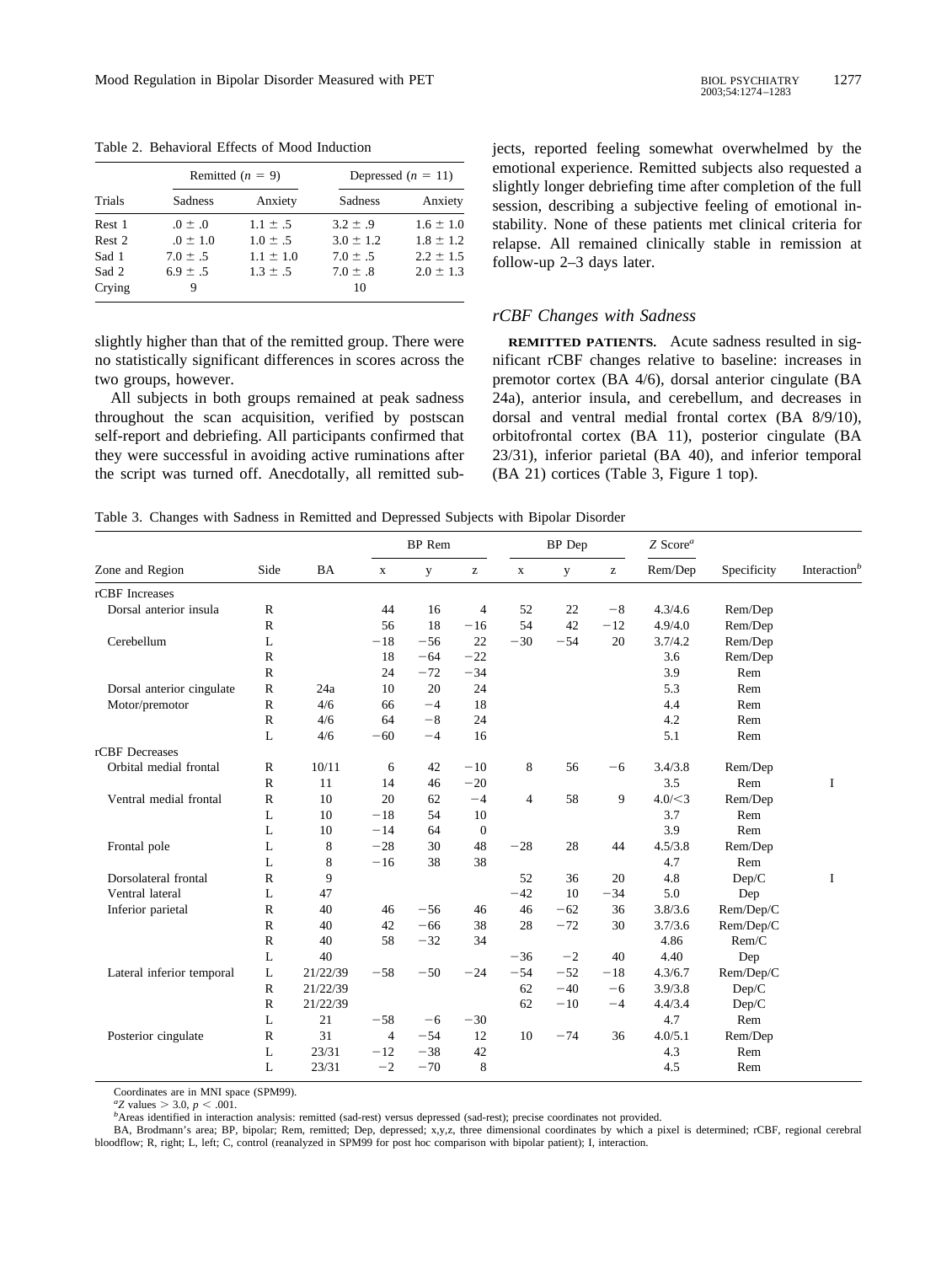Table 2. Behavioral Effects of Mood Induction

| Trials | Remitted ($n$ = 9) | | Depressed ($n$ = 11) | |
|---|---|---|---|---|
| | Sadness | Anxiety | Sadness | Anxiety |
| Rest 1 | .0 ± .0 | 1.1 ± .5 | 3.2 ± .9 | 1.6 ± 1.0 |
| Rest 2 | .0 ± 1.0 | 1.0 ± .5 | 3.0 ± 1.2 | 1.8 ± 1.2 |
| Sad 1 | 7.0 ± .5 | 1.1 ± 1.0 | 7.0 ± .5 | 2.2 ± 1.5 |
| Sad 2 | 6.9 ± .5 | 1.3 ± .5 | 7.0 ± .8 | 2.0 ± 1.3 |
| Crying | 9 | | 10 | |

slightly higher than that of the remitted group. There were no statistically significant differences in scores across the two groups, however.

All subjects in both groups remained at peak sadness throughout the scan acquisition, verified by postscan self-report and debriefing. All participants confirmed that they were successful in avoiding active ruminations after the script was turned off. Anecdotally, all remitted subjects, reported feeling somewhat overwhelmed by the emotional experience. Remitted subjects also requested a slightly longer debriefing time after completion of the full session, describing a subjective feeling of emotional instability. None of these patients met clinical criteria for relapse. All remained clinically stable in remission at follow-up 2–3 days later.

### *rCBF Changes with Sadness*

**REMITTED PATIENTS.** Acute sadness resulted in significant rCBF changes relative to baseline: increases in premotor cortex (BA 4/6), dorsal anterior cingulate (BA 24a), anterior insula, and cerebellum, and decreases in dorsal and ventral medial frontal cortex (BA 8/9/10), orbitofrontal cortex (BA 11), posterior cingulate (BA 23/31), inferior parietal (BA 40), and inferior temporal (BA 21) cortices (Table 3, Figure 1 top).

Table 3. Changes with Sadness in Remitted and Depressed Subjects with Bipolar Disorder

| Zone and Region | Side | BA | BP Rem | | | BP Dep | | | $Z$ Score[a] | Specificity | Interaction[b] |
|---|---|---|---|---|---|---|---|---|---|---|---|
| | | | x | y | z | x | y | z | Rem/Dep | | |
| rCBF Increases | | | | | | | | | | | |
| Dorsal anterior insula | R | | 44 | 16 | 4 | 52 | 22 | −8 | 4.3/4.6 | Rem/Dep | |
| | R | | 56 | 18 | −16 | 54 | 42 | −12 | 4.9/4.0 | Rem/Dep | |
| Cerebellum | L | | −18 | −56 | 22 | −30 | −54 | 20 | 3.7/4.2 | Rem/Dep | |
| | R | | 18 | −64 | −22 | | | | 3.6 | Rem/Dep | |
| | R | | 24 | −72 | −34 | | | | 3.9 | Rem | |
| Dorsal anterior cingulate | R | 24a | 10 | 20 | 24 | | | | 5.3 | Rem | |
| Motor/premotor | R | 4/6 | 66 | −4 | 18 | | | | 4.4 | Rem | |
| | R | 4/6 | 64 | −8 | 24 | | | | 4.2 | Rem | |
| | L | 4/6 | −60 | −4 | 16 | | | | 5.1 | Rem | |
| rCBF Decreases | | | | | | | | | | | |
| Orbital medial frontal | R | 10/11 | 6 | 42 | −10 | 8 | 56 | −6 | 3.4/3.8 | Rem/Dep | |
| | R | 11 | 14 | 46 | −20 | | | | 3.5 | Rem | I |
| Ventral medial frontal | R | 10 | 20 | 62 | −4 | 4 | 58 | 9 | 4.0/<3 | Rem/Dep | |
| | L | 10 | −18 | 54 | 10 | | | | 3.7 | Rem | |
| | L | 10 | −14 | 64 | 0 | | | | 3.9 | Rem | |
| Frontal pole | L | 8 | −28 | 30 | 48 | −28 | 28 | 44 | 4.5/3.8 | Rem/Dep | |
| | L | 8 | −16 | 38 | 38 | | | | 4.7 | Rem | |
| Dorsolateral frontal | R | 9 | | | | 52 | 36 | 20 | 4.8 | Dep/C | I |
| Ventral lateral | L | 47 | | | | −42 | 10 | −34 | 5.0 | Dep | |
| Inferior parietal | R | 40 | 46 | −56 | 46 | 46 | −62 | 36 | 3.8/3.6 | Rem/Dep/C | |
| | R | 40 | 42 | −66 | 38 | 28 | −72 | 30 | 3.7/3.6 | Rem/Dep/C | |
| | R | 40 | 58 | −32 | 34 | | | | 4.86 | Rem/C | |
| | L | 40 | | | | −36 | −2 | 40 | 4.40 | Dep | |
| Lateral inferior temporal | L | 21/22/39 | −58 | −50 | −24 | −54 | −52 | −18 | 4.3/6.7 | Rem/Dep/C | |
| | R | 21/22/39 | | | | 62 | −40 | −6 | 3.9/3.8 | Dep/C | |
| | R | 21/22/39 | | | | 62 | −10 | −4 | 4.4/3.4 | Dep/C | |
| | L | 21 | −58 | −6 | −30 | | | | 4.7 | Rem | |
| Posterior cingulate | R | 31 | 4 | −54 | 12 | 10 | −74 | 36 | 4.0/5.1 | Rem/Dep | |
| | L | 23/31 | −12 | −38 | 42 | | | | 4.3 | Rem | |
| | L | 23/31 | −2 | −70 | 8 | | | | 4.5 | Rem | |

Coordinates are in MNI space (SPM99).

[a] $Z$ values > 3.0, $p < .001$.

[b] Areas identified in interaction analysis: remitted (sad-rest) versus depressed (sad-rest); precise coordinates not provided.

BA, Brodmann's area; BP, bipolar; Rem, remitted; Dep, depressed; x,y,z, three dimensional coordinates by which a pixel is determined; rCBF, regional cerebral bloodflow; R, right; L, left; C, control (reanalyzed in SPM99 for post hoc comparison with bipolar patient); I, interaction.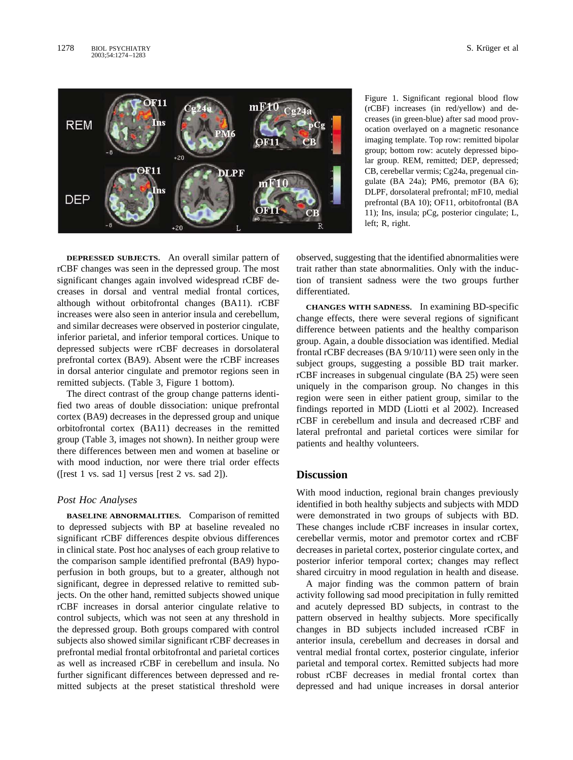Figure 1. Significant regional blood flow (rCBF) increases (in red/yellow) and decreases (in green-blue) after sad mood provocation overlayed on a magnetic resonance imaging template. Top row: remitted bipolar group; bottom row: acutely depressed bipolar group. REM, remitted; DEP, depressed; CB, cerebellar vermis; Cg24a, pregenual cingulate (BA 24a); PM6, premotor (BA 6); DLPF, dorsolateral prefrontal; mF10, medial prefrontal (BA 10); OF11, orbitofrontal (BA 11); Ins, insula; pCg, posterior cingulate; L, left; R, right.

**DEPRESSED SUBJECTS.** An overall similar pattern of rCBF changes was seen in the depressed group. The most significant changes again involved widespread rCBF decreases in dorsal and ventral medial frontal cortices, although without orbitofrontal changes (BA11). rCBF increases were also seen in anterior insula and cerebellum, and similar decreases were observed in posterior cingulate, inferior parietal, and inferior temporal cortices. Unique to depressed subjects were rCBF decreases in dorsolateral prefrontal cortex (BA9). Absent were the rCBF increases in dorsal anterior cingulate and premotor regions seen in remitted subjects. (Table 3, Figure 1 bottom).

The direct contrast of the group change patterns identified two areas of double dissociation: unique prefrontal cortex (BA9) decreases in the depressed group and unique orbitofrontal cortex (BA11) decreases in the remitted group (Table 3, images not shown). In neither group were there differences between men and women at baseline or with mood induction, nor were there trial order effects ([rest 1 vs. sad 1] versus [rest 2 vs. sad 2]).

### Post Hoc Analyses

**BASELINE ABNORMALITIES.** Comparison of remitted to depressed subjects with BP at baseline revealed no significant rCBF differences despite obvious differences in clinical state. Post hoc analyses of each group relative to the comparison sample identified prefrontal (BA9) hypoperfusion in both groups, but to a greater, although not significant, degree in depressed relative to remitted subjects. On the other hand, remitted subjects showed unique rCBF increases in dorsal anterior cingulate relative to control subjects, which was not seen at any threshold in the depressed group. Both groups compared with control subjects also showed similar significant rCBF decreases in prefrontal medial frontal orbitofrontal and parietal cortices as well as increased rCBF in cerebellum and insula. No further significant differences between depressed and remitted subjects at the preset statistical threshold were observed, suggesting that the identified abnormalities were trait rather than state abnormalities. Only with the induction of transient sadness were the two groups further differentiated.

**CHANGES WITH SADNESS.** In examining BD-specific change effects, there were several regions of significant difference between patients and the healthy comparison group. Again, a double dissociation was identified. Medial frontal rCBF decreases (BA 9/10/11) were seen only in the subject groups, suggesting a possible BD trait marker. rCBF increases in subgenual cingulate (BA 25) were seen uniquely in the comparison group. No changes in this region were seen in either patient group, similar to the findings reported in MDD (Liotti et al 2002). Increased rCBF in cerebellum and insula and decreased rCBF and lateral prefrontal and parietal cortices were similar for patients and healthy volunteers.

## Discussion

With mood induction, regional brain changes previously identified in both healthy subjects and subjects with MDD were demonstrated in two groups of subjects with BD. These changes include rCBF increases in insular cortex, cerebellar vermis, motor and premotor cortex and rCBF decreases in parietal cortex, posterior cingulate cortex, and posterior inferior temporal cortex; changes may reflect shared circuitry in mood regulation in health and disease.

A major finding was the common pattern of brain activity following sad mood precipitation in fully remitted and acutely depressed BD subjects, in contrast to the pattern observed in healthy subjects. More specifically changes in BD subjects included increased rCBF in anterior insula, cerebellum and decreases in dorsal and ventral medial frontal cortex, posterior cingulate, inferior parietal and temporal cortex. Remitted subjects had more robust rCBF decreases in medial frontal cortex than depressed and had unique increases in dorsal anterior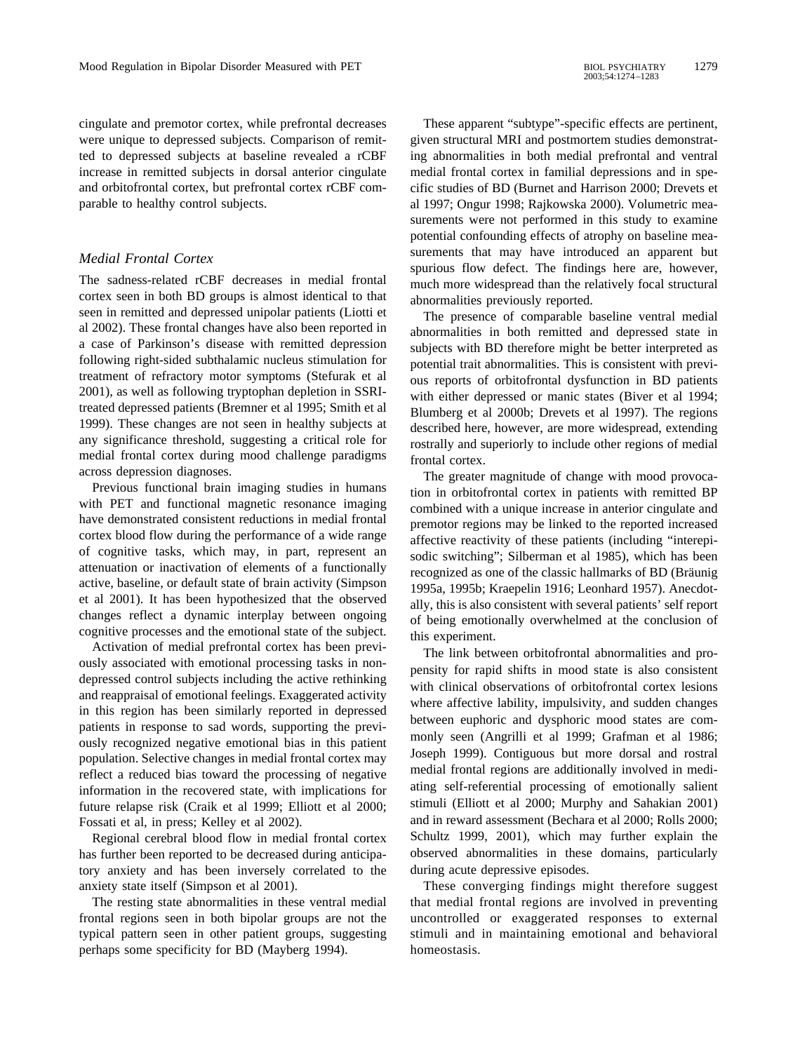cingulate and premotor cortex, while prefrontal decreases were unique to depressed subjects. Comparison of remitted to depressed subjects at baseline revealed a rCBF increase in remitted subjects in dorsal anterior cingulate and orbitofrontal cortex, but prefrontal cortex rCBF comparable to healthy control subjects.

### *Medial Frontal Cortex*

The sadness-related rCBF decreases in medial frontal cortex seen in both BD groups is almost identical to that seen in remitted and depressed unipolar patients (Liotti et al 2002). These frontal changes have also been reported in a case of Parkinson's disease with remitted depression following right-sided subthalamic nucleus stimulation for treatment of refractory motor symptoms (Stefurak et al 2001), as well as following tryptophan depletion in SSRI-treated depressed patients (Bremner et al 1995; Smith et al 1999). These changes are not seen in healthy subjects at any significance threshold, suggesting a critical role for medial frontal cortex during mood challenge paradigms across depression diagnoses.

Previous functional brain imaging studies in humans with PET and functional magnetic resonance imaging have demonstrated consistent reductions in medial frontal cortex blood flow during the performance of a wide range of cognitive tasks, which may, in part, represent an attenuation or inactivation of elements of a functionally active, baseline, or default state of brain activity (Simpson et al 2001). It has been hypothesized that the observed changes reflect a dynamic interplay between ongoing cognitive processes and the emotional state of the subject.

Activation of medial prefrontal cortex has been previously associated with emotional processing tasks in nondepressed control subjects including the active rethinking and reappraisal of emotional feelings. Exaggerated activity in this region has been similarly reported in depressed patients in response to sad words, supporting the previously recognized negative emotional bias in this patient population. Selective changes in medial frontal cortex may reflect a reduced bias toward the processing of negative information in the recovered state, with implications for future relapse risk (Craik et al 1999; Elliott et al 2000; Fossati et al, in press; Kelley et al 2002).

Regional cerebral blood flow in medial frontal cortex has further been reported to be decreased during anticipatory anxiety and has been inversely correlated to the anxiety state itself (Simpson et al 2001).

The resting state abnormalities in these ventral medial frontal regions seen in both bipolar groups are not the typical pattern seen in other patient groups, suggesting perhaps some specificity for BD (Mayberg 1994).

These apparent "subtype"-specific effects are pertinent, given structural MRI and postmortem studies demonstrating abnormalities in both medial prefrontal and ventral medial frontal cortex in familial depressions and in specific studies of BD (Burnet and Harrison 2000; Drevets et al 1997; Ongur 1998; Rajkowska 2000). Volumetric measurements were not performed in this study to examine potential confounding effects of atrophy on baseline measurements that may have introduced an apparent but spurious flow defect. The findings here are, however, much more widespread than the relatively focal structural abnormalities previously reported.

The presence of comparable baseline ventral medial abnormalities in both remitted and depressed state in subjects with BD therefore might be better interpreted as potential trait abnormalities. This is consistent with previous reports of orbitofrontal dysfunction in BD patients with either depressed or manic states (Biver et al 1994; Blumberg et al 2000b; Drevets et al 1997). The regions described here, however, are more widespread, extending rostrally and superiorly to include other regions of medial frontal cortex.

The greater magnitude of change with mood provocation in orbitofrontal cortex in patients with remitted BP combined with a unique increase in anterior cingulate and premotor regions may be linked to the reported increased affective reactivity of these patients (including "interepisodic switching"; Silberman et al 1985), which has been recognized as one of the classic hallmarks of BD (Bräunig 1995a, 1995b; Kraepelin 1916; Leonhard 1957). Anecdotally, this is also consistent with several patients' self report of being emotionally overwhelmed at the conclusion of this experiment.

The link between orbitofrontal abnormalities and propensity for rapid shifts in mood state is also consistent with clinical observations of orbitofrontal cortex lesions where affective lability, impulsivity, and sudden changes between euphoric and dysphoric mood states are commonly seen (Angrilli et al 1999; Grafman et al 1986; Joseph 1999). Contiguous but more dorsal and rostral medial frontal regions are additionally involved in mediating self-referential processing of emotionally salient stimuli (Elliott et al 2000; Murphy and Sahakian 2001) and in reward assessment (Bechara et al 2000; Rolls 2000; Schultz 1999, 2001), which may further explain the observed abnormalities in these domains, particularly during acute depressive episodes.

These converging findings might therefore suggest that medial frontal regions are involved in preventing uncontrolled or exaggerated responses to external stimuli and in maintaining emotional and behavioral homeostasis.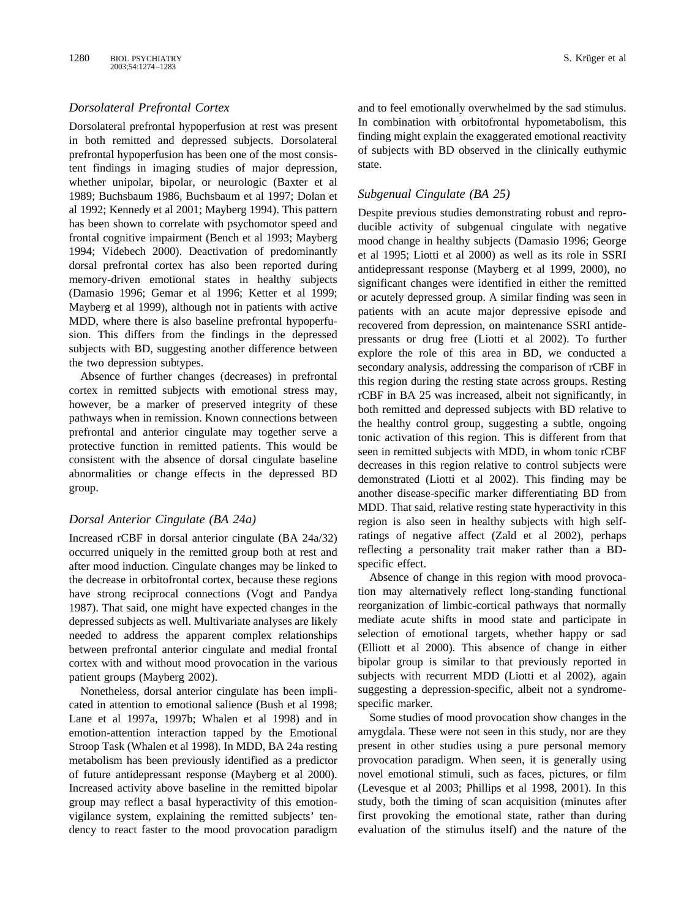### *Dorsolateral Prefrontal Cortex*

Dorsolateral prefrontal hypoperfusion at rest was present in both remitted and depressed subjects. Dorsolateral prefrontal hypoperfusion has been one of the most consistent findings in imaging studies of major depression, whether unipolar, bipolar, or neurologic (Baxter et al 1989; Buchsbaum 1986, Buchsbaum et al 1997; Dolan et al 1992; Kennedy et al 2001; Mayberg 1994). This pattern has been shown to correlate with psychomotor speed and frontal cognitive impairment (Bench et al 1993; Mayberg 1994; Videbech 2000). Deactivation of predominantly dorsal prefrontal cortex has also been reported during memory-driven emotional states in healthy subjects (Damasio 1996; Gemar et al 1996; Ketter et al 1999; Mayberg et al 1999), although not in patients with active MDD, where there is also baseline prefrontal hypoperfusion. This differs from the findings in the depressed subjects with BD, suggesting another difference between the two depression subtypes.

Absence of further changes (decreases) in prefrontal cortex in remitted subjects with emotional stress may, however, be a marker of preserved integrity of these pathways when in remission. Known connections between prefrontal and anterior cingulate may together serve a protective function in remitted patients. This would be consistent with the absence of dorsal cingulate baseline abnormalities or change effects in the depressed BD group.

### *Dorsal Anterior Cingulate (BA 24a)*

Increased rCBF in dorsal anterior cingulate (BA 24a/32) occurred uniquely in the remitted group both at rest and after mood induction. Cingulate changes may be linked to the decrease in orbitofrontal cortex, because these regions have strong reciprocal connections (Vogt and Pandya 1987). That said, one might have expected changes in the depressed subjects as well. Multivariate analyses are likely needed to address the apparent complex relationships between prefrontal anterior cingulate and medial frontal cortex with and without mood provocation in the various patient groups (Mayberg 2002).

Nonetheless, dorsal anterior cingulate has been implicated in attention to emotional salience (Bush et al 1998; Lane et al 1997a, 1997b; Whalen et al 1998) and in emotion-attention interaction tapped by the Emotional Stroop Task (Whalen et al 1998). In MDD, BA 24a resting metabolism has been previously identified as a predictor of future antidepressant response (Mayberg et al 2000). Increased activity above baseline in the remitted bipolar group may reflect a basal hyperactivity of this emotion-vigilance system, explaining the remitted subjects' tendency to react faster to the mood provocation paradigm and to feel emotionally overwhelmed by the sad stimulus. In combination with orbitofrontal hypometabolism, this finding might explain the exaggerated emotional reactivity of subjects with BD observed in the clinically euthymic state.

### *Subgenual Cingulate (BA 25)*

Despite previous studies demonstrating robust and reproducible activity of subgenual cingulate with negative mood change in healthy subjects (Damasio 1996; George et al 1995; Liotti et al 2000) as well as its role in SSRI antidepressant response (Mayberg et al 1999, 2000), no significant changes were identified in either the remitted or acutely depressed group. A similar finding was seen in patients with an acute major depressive episode and recovered from depression, on maintenance SSRI antidepressants or drug free (Liotti et al 2002). To further explore the role of this area in BD, we conducted a secondary analysis, addressing the comparison of rCBF in this region during the resting state across groups. Resting rCBF in BA 25 was increased, albeit not significantly, in both remitted and depressed subjects with BD relative to the healthy control group, suggesting a subtle, ongoing tonic activation of this region. This is different from that seen in remitted subjects with MDD, in whom tonic rCBF decreases in this region relative to control subjects were demonstrated (Liotti et al 2002). This finding may be another disease-specific marker differentiating BD from MDD. That said, relative resting state hyperactivity in this region is also seen in healthy subjects with high self-ratings of negative affect (Zald et al 2002), perhaps reflecting a personality trait maker rather than a BD-specific effect.

Absence of change in this region with mood provocation may alternatively reflect long-standing functional reorganization of limbic-cortical pathways that normally mediate acute shifts in mood state and participate in selection of emotional targets, whether happy or sad (Elliott et al 2000). This absence of change in either bipolar group is similar to that previously reported in subjects with recurrent MDD (Liotti et al 2002), again suggesting a depression-specific, albeit not a syndrome-specific marker.

Some studies of mood provocation show changes in the amygdala. These were not seen in this study, nor are they present in other studies using a pure personal memory provocation paradigm. When seen, it is generally using novel emotional stimuli, such as faces, pictures, or film (Levesque et al 2003; Phillips et al 1998, 2001). In this study, both the timing of scan acquisition (minutes after first provoking the emotional state, rather than during evaluation of the stimulus itself) and the nature of the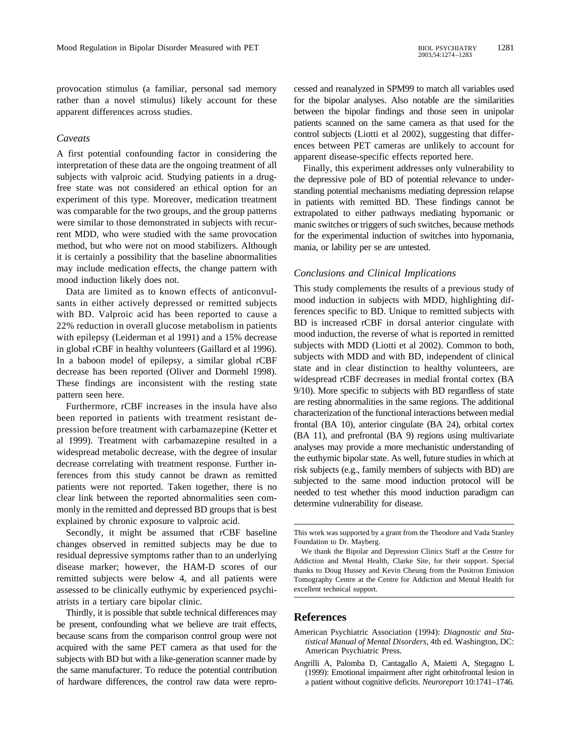provocation stimulus (a familiar, personal sad memory rather than a novel stimulus) likely account for these apparent differences across studies.

### *Caveats*

A first potential confounding factor in considering the interpretation of these data are the ongoing treatment of all subjects with valproic acid. Studying patients in a drug-free state was not considered an ethical option for an experiment of this type. Moreover, medication treatment was comparable for the two groups, and the group patterns were similar to those demonstrated in subjects with recurrent MDD, who were studied with the same provocation method, but who were not on mood stabilizers. Although it is certainly a possibility that the baseline abnormalities may include medication effects, the change pattern with mood induction likely does not.

Data are limited as to known effects of anticonvulsants in either actively depressed or remitted subjects with BD. Valproic acid has been reported to cause a 22% reduction in overall glucose metabolism in patients with epilepsy (Leiderman et al 1991) and a 15% decrease in global rCBF in healthy volunteers (Gaillard et al 1996). In a baboon model of epilepsy, a similar global rCBF decrease has been reported (Oliver and Dormehl 1998). These findings are inconsistent with the resting state pattern seen here.

Furthermore, rCBF increases in the insula have also been reported in patients with treatment resistant depression before treatment with carbamazepine (Ketter et al 1999). Treatment with carbamazepine resulted in a widespread metabolic decrease, with the degree of insular decrease correlating with treatment response. Further inferences from this study cannot be drawn as remitted patients were not reported. Taken together, there is no clear link between the reported abnormalities seen commonly in the remitted and depressed BD groups that is best explained by chronic exposure to valproic acid.

Secondly, it might be assumed that rCBF baseline changes observed in remitted subjects may be due to residual depressive symptoms rather than to an underlying disease marker; however, the HAM-D scores of our remitted subjects were below 4, and all patients were assessed to be clinically euthymic by experienced psychiatrists in a tertiary care bipolar clinic.

Thirdly, it is possible that subtle technical differences may be present, confounding what we believe are trait effects, because scans from the comparison control group were not acquired with the same PET camera as that used for the subjects with BD but with a like-generation scanner made by the same manufacturer. To reduce the potential contribution of hardware differences, the control raw data were reprocessed and reanalyzed in SPM99 to match all variables used for the bipolar analyses. Also notable are the similarities between the bipolar findings and those seen in unipolar patients scanned on the same camera as that used for the control subjects (Liotti et al 2002), suggesting that differences between PET cameras are unlikely to account for apparent disease-specific effects reported here.

Finally, this experiment addresses only vulnerability to the depressive pole of BD of potential relevance to understanding potential mechanisms mediating depression relapse in patients with remitted BD. These findings cannot be extrapolated to either pathways mediating hypomanic or manic switches or triggers of such switches, because methods for the experimental induction of switches into hypomania, mania, or lability per se are untested.

### *Conclusions and Clinical Implications*

This study complements the results of a previous study of mood induction in subjects with MDD, highlighting differences specific to BD. Unique to remitted subjects with BD is increased rCBF in dorsal anterior cingulate with mood induction, the reverse of what is reported in remitted subjects with MDD (Liotti et al 2002). Common to both, subjects with MDD and with BD, independent of clinical state and in clear distinction to healthy volunteers, are widespread rCBF decreases in medial frontal cortex (BA 9/10). More specific to subjects with BD regardless of state are resting abnormalities in the same regions. The additional characterization of the functional interactions between medial frontal (BA 10), anterior cingulate (BA 24), orbital cortex (BA 11), and prefrontal (BA 9) regions using multivariate analyses may provide a more mechanistic understanding of the euthymic bipolar state. As well, future studies in which at risk subjects (e.g., family members of subjects with BD) are subjected to the same mood induction protocol will be needed to test whether this mood induction paradigm can determine vulnerability for disease.

---

This work was supported by a grant from the Theodore and Vada Stanley Foundation to Dr. Mayberg.

We thank the Bipolar and Depression Clinics Staff at the Centre for Addiction and Mental Health, Clarke Site, for their support. Special thanks to Doug Hussey and Kevin Cheung from the Positron Emission Tomography Centre at the Centre for Addiction and Mental Health for excellent technical support.

## References

American Psychiatric Association (1994): *Diagnostic and Statistical Manual of Mental Disorders*, 4th ed. Washington, DC: American Psychiatric Press.

Angrilli A, Palomba D, Cantagallo A, Maietti A, Stegagno L (1999): Emotional impairment after right orbitofrontal lesion in a patient without cognitive deficits. *Neuroreport* 10:1741–1746.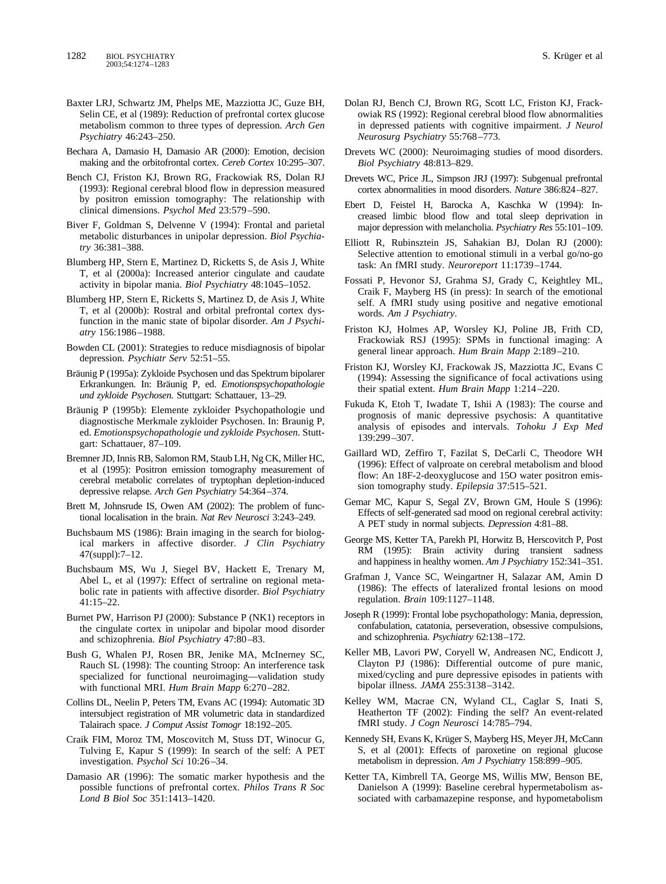Baxter LRJ, Schwartz JM, Phelps ME, Mazziotta JC, Guze BH, Selin CE, et al (1989): Reduction of prefrontal cortex glucose metabolism common to three types of depression. *Arch Gen Psychiatry* 46:243–250.

Bechara A, Damasio H, Damasio AR (2000): Emotion, decision making and the orbitofrontal cortex. *Cereb Cortex* 10:295–307.

Bench CJ, Friston KJ, Brown RG, Frackowiak RS, Dolan RJ (1993): Regional cerebral blood flow in depression measured by positron emission tomography: The relationship with clinical dimensions. *Psychol Med* 23:579–590.

Biver F, Goldman S, Delvenne V (1994): Frontal and parietal metabolic disturbances in unipolar depression. *Biol Psychiatry* 36:381–388.

Blumberg HP, Stern E, Martinez D, Ricketts S, de Asis J, White T, et al (2000a): Increased anterior cingulate and caudate activity in bipolar mania. *Biol Psychiatry* 48:1045–1052.

Blumberg HP, Stern E, Ricketts S, Martinez D, de Asis J, White T, et al (2000b): Rostral and orbital prefrontal cortex dysfunction in the manic state of bipolar disorder. *Am J Psychiatry* 156:1986–1988.

Bowden CL (2001): Strategies to reduce misdiagnosis of bipolar depression. *Psychiatr Serv* 52:51–55.

Bräunig P (1995a): Zykloide Psychosen und das Spektrum bipolarer Erkrankungen. In: Bräunig P, ed. *Emotionspsychopathologie und zykloide Psychosen.* Stuttgart: Schattauer, 13–29.

Bräunig P (1995b): Elemente zykloider Psychopathologie und diagnostische Merkmale zykloider Psychosen. In: Braunig P, ed. *Emotionspsychopathologie und zykloide Psychosen.* Stuttgart: Schattauer, 87–109.

Bremner JD, Innis RB, Salomon RM, Staub LH, Ng CK, Miller HC, et al (1995): Positron emission tomography measurement of cerebral metabolic correlates of tryptophan depletion-induced depressive relapse. *Arch Gen Psychiatry* 54:364–374.

Brett M, Johnsrude IS, Owen AM (2002): The problem of functional localisation in the brain. *Nat Rev Neurosci* 3:243–249.

Buchsbaum MS (1986): Brain imaging in the search for biological markers in affective disorder. *J Clin Psychiatry* 47(suppl):7–12.

Buchsbaum MS, Wu J, Siegel BV, Hackett E, Trenary M, Abel L, et al (1997): Effect of sertraline on regional metabolic rate in patients with affective disorder. *Biol Psychiatry* 41:15–22.

Burnet PW, Harrison PJ (2000): Substance P (NK1) receptors in the cingulate cortex in unipolar and bipolar mood disorder and schizophrenia. *Biol Psychiatry* 47:80–83.

Bush G, Whalen PJ, Rosen BR, Jenike MA, McInerney SC, Rauch SL (1998): The counting Stroop: An interference task specialized for functional neuroimaging—validation study with functional MRI. *Hum Brain Mapp* 6:270–282.

Collins DL, Neelin P, Peters TM, Evans AC (1994): Automatic 3D intersubject registration of MR volumetric data in standardized Talairach space. *J Comput Assist Tomogr* 18:192–205.

Craik FIM, Moroz TM, Moscovitch M, Stuss DT, Winocur G, Tulving E, Kapur S (1999): In search of the self: A PET investigation. *Psychol Sci* 10:26–34.

Damasio AR (1996): The somatic marker hypothesis and the possible functions of prefrontal cortex. *Philos Trans R Soc Lond B Biol Soc* 351:1413–1420.

Dolan RJ, Bench CJ, Brown RG, Scott LC, Friston KJ, Frackowiak RS (1992): Regional cerebral blood flow abnormalities in depressed patients with cognitive impairment. *J Neurol Neurosurg Psychiatry* 55:768–773.

Drevets WC (2000): Neuroimaging studies of mood disorders. *Biol Psychiatry* 48:813–829.

Drevets WC, Price JL, Simpson JRJ (1997): Subgenual prefrontal cortex abnormalities in mood disorders. *Nature* 386:824–827.

Ebert D, Feistel H, Barocka A, Kaschka W (1994): Increased limbic blood flow and total sleep deprivation in major depression with melancholia. *Psychiatry Res* 55:101–109.

Elliott R, Rubinsztein JS, Sahakian BJ, Dolan RJ (2000): Selective attention to emotional stimuli in a verbal go/no-go task: An fMRI study. *Neuroreport* 11:1739–1744.

Fossati P, Hevonor SJ, Grahma SJ, Grady C, Keightley ML, Craik F, Mayberg HS (in press): In search of the emotional self. A fMRI study using positive and negative emotional words. *Am J Psychiatry*.

Friston KJ, Holmes AP, Worsley KJ, Poline JB, Frith CD, Frackowiak RSJ (1995): SPMs in functional imaging: A general linear approach. *Hum Brain Mapp* 2:189–210.

Friston KJ, Worsley KJ, Frackowak JS, Mazziotta JC, Evans C (1994): Assessing the significance of focal activations using their spatial extent. *Hum Brain Mapp* 1:214–220.

Fukuda K, Etoh T, Iwadate T, Ishii A (1983): The course and prognosis of manic depressive psychosis: A quantitative analysis of episodes and intervals. *Tohoku J Exp Med* 139:299–307.

Gaillard WD, Zeffiro T, Fazilat S, DeCarli C, Theodore WH (1996): Effect of valproate on cerebral metabolism and blood flow: An 18F-2-deoxyglucose and 15O water positron emission tomography study. *Epilepsia* 37:515–521.

Gemar MC, Kapur S, Segal ZV, Brown GM, Houle S (1996): Effects of self-generated sad mood on regional cerebral activity: A PET study in normal subjects. *Depression* 4:81–88.

George MS, Ketter TA, Parekh PI, Horwitz B, Herscovitch P, Post RM (1995): Brain activity during transient sadness and happiness in healthy women. *Am J Psychiatry* 152:341–351.

Grafman J, Vance SC, Weingartner H, Salazar AM, Amin D (1986): The effects of lateralized frontal lesions on mood regulation. *Brain* 109:1127–1148.

Joseph R (1999): Frontal lobe psychopathology: Mania, depression, confabulation, catatonia, perseveration, obsessive compulsions, and schizophrenia. *Psychiatry* 62:138–172.

Keller MB, Lavori PW, Coryell W, Andreasen NC, Endicott J, Clayton PJ (1986): Differential outcome of pure manic, mixed/cycling and pure depressive episodes in patients with bipolar illness. *JAMA* 255:3138–3142.

Kelley WM, Macrae CN, Wyland CL, Caglar S, Inati S, Heatherton TF (2002): Finding the self? An event-related fMRI study. *J Cogn Neurosci* 14:785–794.

Kennedy SH, Evans K, Krüger S, Mayberg HS, Meyer JH, McCann S, et al (2001): Effects of paroxetine on regional glucose metabolism in depression. *Am J Psychiatry* 158:899–905.

Ketter TA, Kimbrell TA, George MS, Willis MW, Benson BE, Danielson A (1999): Baseline cerebral hypermetabolism associated with carbamazepine response, and hypometabolism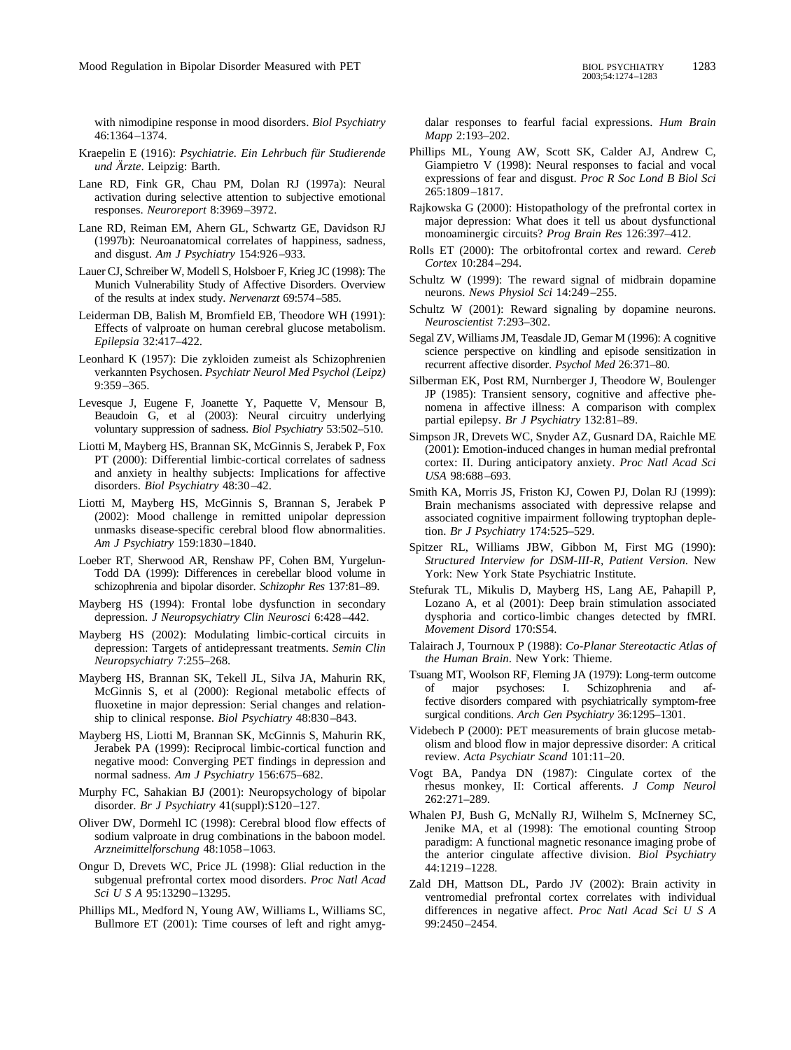with nimodipine response in mood disorders. *Biol Psychiatry* 46:1364–1374.

Kraepelin E (1916): *Psychiatrie. Ein Lehrbuch für Studierende und Ärzte*. Leipzig: Barth.

Lane RD, Fink GR, Chau PM, Dolan RJ (1997a): Neural activation during selective attention to subjective emotional responses. *Neuroreport* 8:3969–3972.

Lane RD, Reiman EM, Ahern GL, Schwartz GE, Davidson RJ (1997b): Neuroanatomical correlates of happiness, sadness, and disgust. *Am J Psychiatry* 154:926–933.

Lauer CJ, Schreiber W, Modell S, Holsboer F, Krieg JC (1998): The Munich Vulnerability Study of Affective Disorders. Overview of the results at index study. *Nervenarzt* 69:574–585.

Leiderman DB, Balish M, Bromfield EB, Theodore WH (1991): Effects of valproate on human cerebral glucose metabolism. *Epilepsia* 32:417–422.

Leonhard K (1957): Die zykloiden zumeist als Schizophrenien verkannten Psychosen. *Psychiatr Neurol Med Psychol (Leipz)* 9:359–365.

Levesque J, Eugene F, Joanette Y, Paquette V, Mensour B, Beaudoin G, et al (2003): Neural circuitry underlying voluntary suppression of sadness. *Biol Psychiatry* 53:502–510.

Liotti M, Mayberg HS, Brannan SK, McGinnis S, Jerabek P, Fox PT (2000): Differential limbic-cortical correlates of sadness and anxiety in healthy subjects: Implications for affective disorders. *Biol Psychiatry* 48:30–42.

Liotti M, Mayberg HS, McGinnis S, Brannan S, Jerabek P (2002): Mood challenge in remitted unipolar depression unmasks disease-specific cerebral blood flow abnormalities. *Am J Psychiatry* 159:1830–1840.

Loeber RT, Sherwood AR, Renshaw PF, Cohen BM, Yurgelun-Todd DA (1999): Differences in cerebellar blood volume in schizophrenia and bipolar disorder. *Schizophr Res* 137:81–89.

Mayberg HS (1994): Frontal lobe dysfunction in secondary depression. *J Neuropsychiatry Clin Neurosci* 6:428–442.

Mayberg HS (2002): Modulating limbic-cortical circuits in depression: Targets of antidepressant treatments. *Semin Clin Neuropsychiatry* 7:255–268.

Mayberg HS, Brannan SK, Tekell JL, Silva JA, Mahurin RK, McGinnis S, et al (2000): Regional metabolic effects of fluoxetine in major depression: Serial changes and relationship to clinical response. *Biol Psychiatry* 48:830–843.

Mayberg HS, Liotti M, Brannan SK, McGinnis S, Mahurin RK, Jerabek PA (1999): Reciprocal limbic-cortical function and negative mood: Converging PET findings in depression and normal sadness. *Am J Psychiatry* 156:675–682.

Murphy FC, Sahakian BJ (2001): Neuropsychology of bipolar disorder. *Br J Psychiatry* 41(suppl):S120–127.

Oliver DW, Dormehl IC (1998): Cerebral blood flow effects of sodium valproate in drug combinations in the baboon model. *Arzneimittelforschung* 48:1058–1063.

Ongur D, Drevets WC, Price JL (1998): Glial reduction in the subgenual prefrontal cortex mood disorders. *Proc Natl Acad Sci U S A* 95:13290–13295.

Phillips ML, Medford N, Young AW, Williams L, Williams SC, Bullmore ET (2001): Time courses of left and right amygdalar responses to fearful facial expressions. *Hum Brain Mapp* 2:193–202.

Phillips ML, Young AW, Scott SK, Calder AJ, Andrew C, Giampietro V (1998): Neural responses to facial and vocal expressions of fear and disgust. *Proc R Soc Lond B Biol Sci* 265:1809–1817.

Rajkowska G (2000): Histopathology of the prefrontal cortex in major depression: What does it tell us about dysfunctional monoaminergic circuits? *Prog Brain Res* 126:397–412.

Rolls ET (2000): The orbitofrontal cortex and reward. *Cereb Cortex* 10:284–294.

Schultz W (1999): The reward signal of midbrain dopamine neurons. *News Physiol Sci* 14:249–255.

Schultz W (2001): Reward signaling by dopamine neurons. *Neuroscientist* 7:293–302.

Segal ZV, Williams JM, Teasdale JD, Gemar M (1996): A cognitive science perspective on kindling and episode sensitization in recurrent affective disorder. *Psychol Med* 26:371–80.

Silberman EK, Post RM, Nurnberger J, Theodore W, Boulenger JP (1985): Transient sensory, cognitive and affective phenomena in affective illness: A comparison with complex partial epilepsy. *Br J Psychiatry* 132:81–89.

Simpson JR, Drevets WC, Snyder AZ, Gusnard DA, Raichle ME (2001): Emotion-induced changes in human medial prefrontal cortex: II. During anticipatory anxiety. *Proc Natl Acad Sci USA* 98:688–693.

Smith KA, Morris JS, Friston KJ, Cowen PJ, Dolan RJ (1999): Brain mechanisms associated with depressive relapse and associated cognitive impairment following tryptophan depletion. *Br J Psychiatry* 174:525–529.

Spitzer RL, Williams JBW, Gibbon M, First MG (1990): *Structured Interview for DSM-III-R, Patient Version*. New York: New York State Psychiatric Institute.

Stefurak TL, Mikulis D, Mayberg HS, Lang AE, Pahapill P, Lozano A, et al (2001): Deep brain stimulation associated dysphoria and cortico-limbic changes detected by fMRI. *Movement Disord* 170:S54.

Talairach J, Tournoux P (1988): *Co-Planar Stereotactic Atlas of the Human Brain*. New York: Thieme.

Tsuang MT, Woolson RF, Fleming JA (1979): Long-term outcome of major psychoses: I. Schizophrenia and affective disorders compared with psychiatrically symptom-free surgical conditions. *Arch Gen Psychiatry* 36:1295–1301.

Videbech P (2000): PET measurements of brain glucose metabolism and blood flow in major depressive disorder: A critical review. *Acta Psychiatr Scand* 101:11–20.

Vogt BA, Pandya DN (1987): Cingulate cortex of the rhesus monkey, II: Cortical afferents. *J Comp Neurol* 262:271–289.

Whalen PJ, Bush G, McNally RJ, Wilhelm S, McInerney SC, Jenike MA, et al (1998): The emotional counting Stroop paradigm: A functional magnetic resonance imaging probe of the anterior cingulate affective division. *Biol Psychiatry* 44:1219–1228.

Zald DH, Mattson DL, Pardo JV (2002): Brain activity in ventromedial prefrontal cortex correlates with individual differences in negative affect. *Proc Natl Acad Sci U S A* 99:2450–2454.